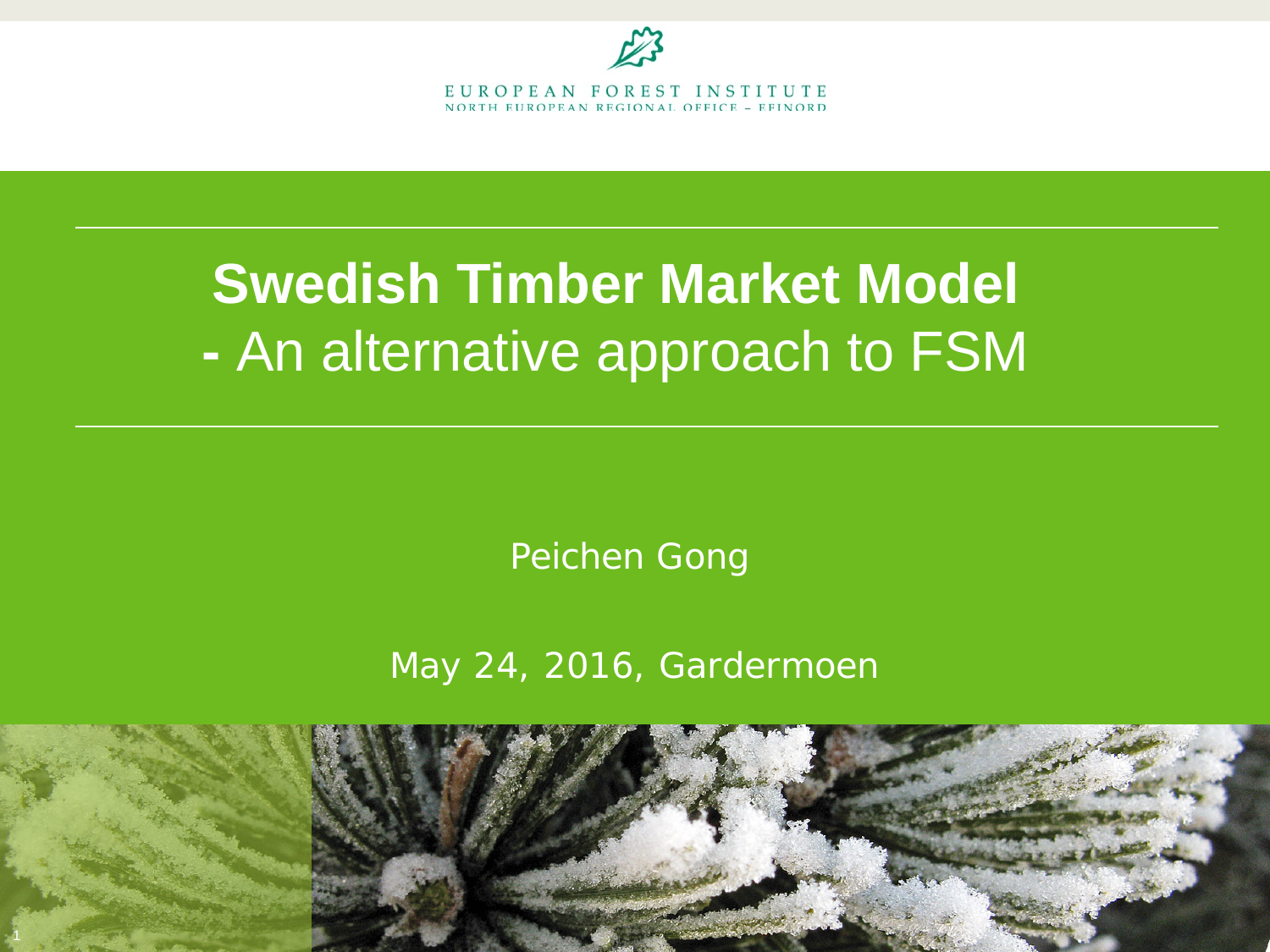EUROPEAN FOREST INSTITUTE
NORTH EUROPEAN REGIONAL OFFICE – EFINORD

# Swedish Timber Market Model

## - An alternative approach to FSM

Peichen Gong

May 24, 2016, Gardermoen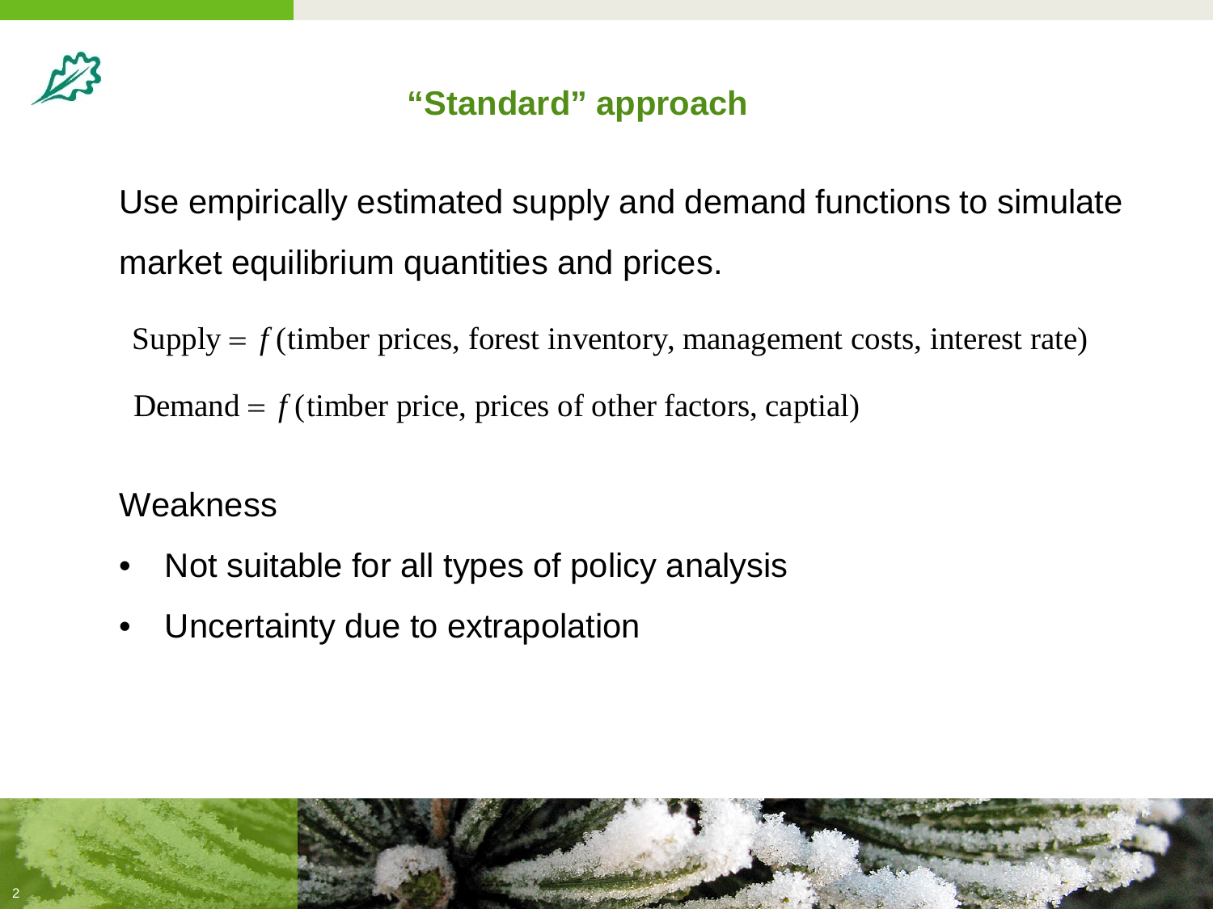## “Standard” approach

Use empirically estimated supply and demand functions to simulate market equilibrium quantities and prices.

$$\text{Supply} = f(\text{timber prices, forest inventory, management costs, interest rate})$$

$$\text{Demand} = f(\text{timber price, prices of other factors, captial})$$

Weakness

- Not suitable for all types of policy analysis
- Uncertainty due to extrapolation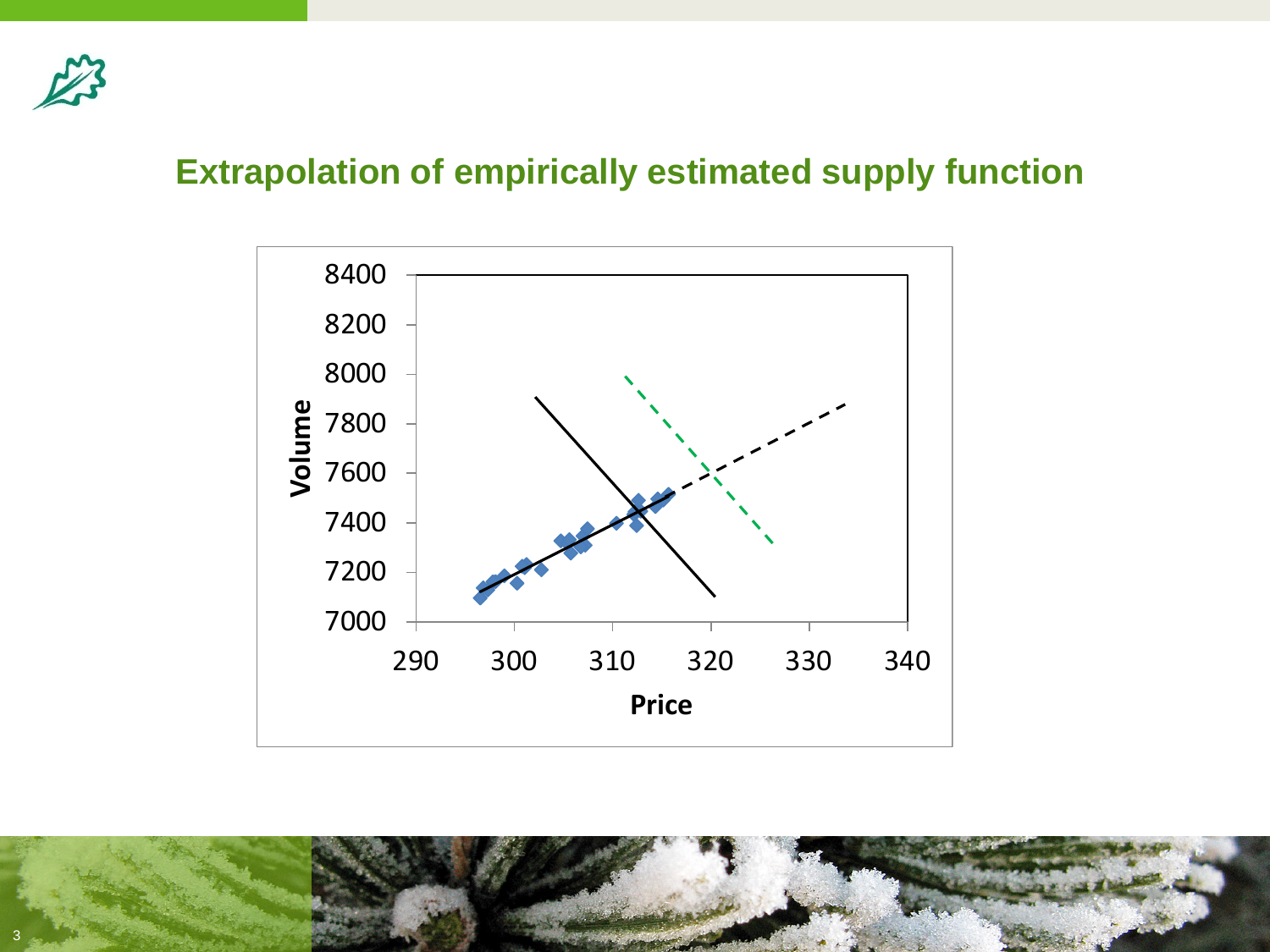## Extrapolation of empirically estimated supply function

Volume

8400
8200
8000
7800
7600
7400
7200
7000

290 300 310 320 330 340

Price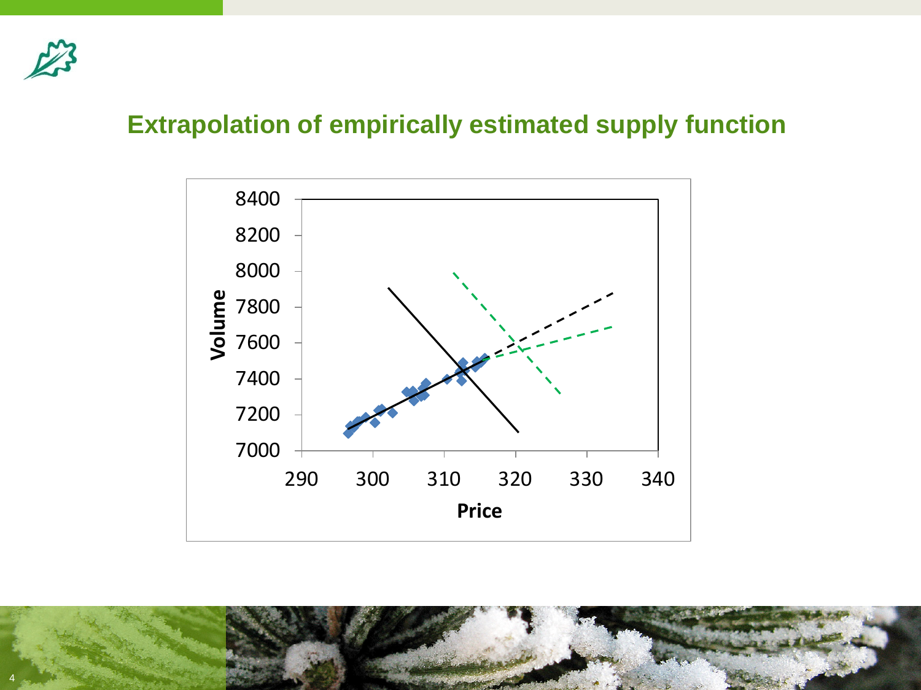## Extrapolation of empirically estimated supply function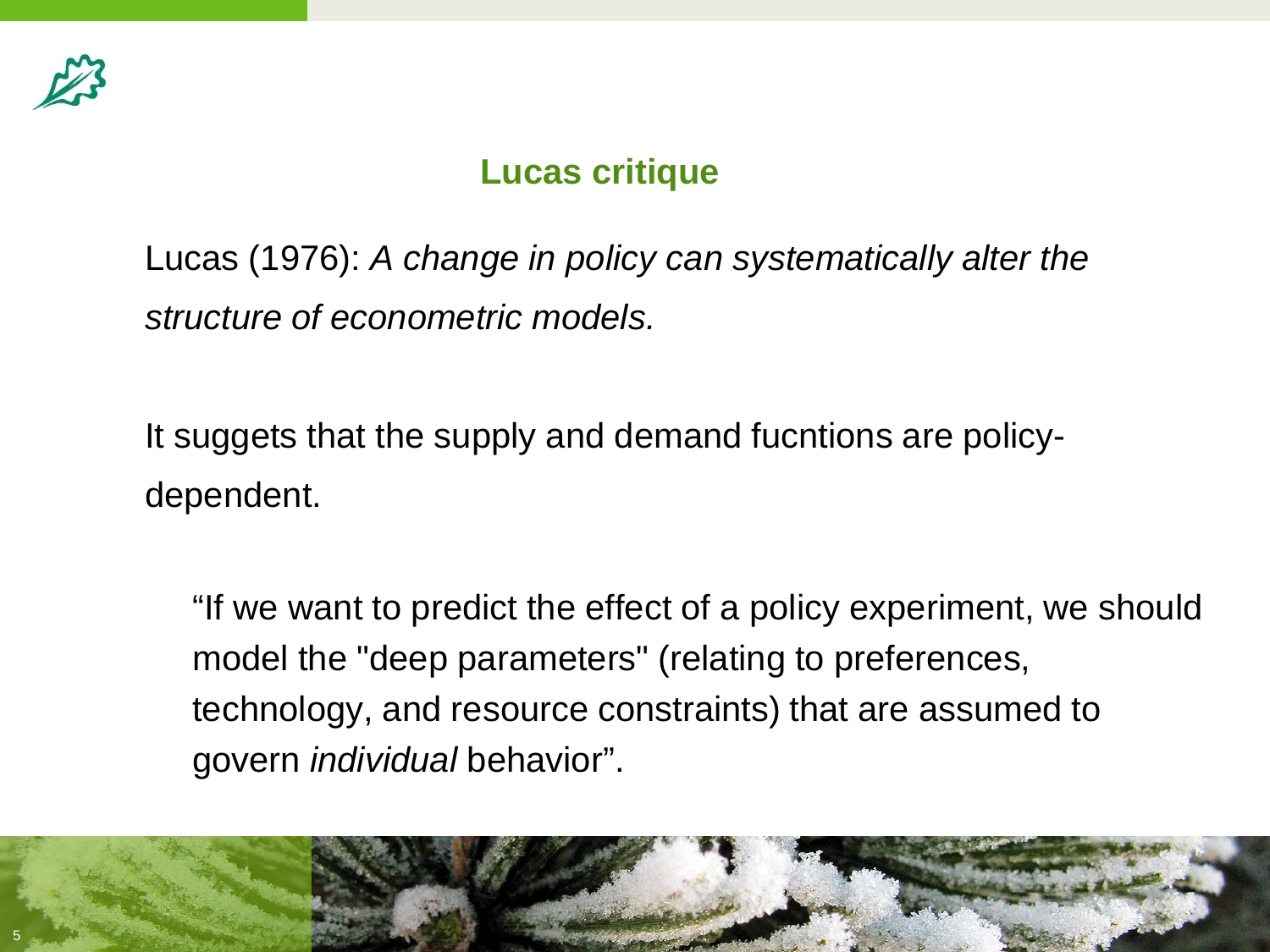## Lucas critique

Lucas (1976): *A change in policy can systematically alter the structure of econometric models.*

It suggets that the supply and demand fucntions are policy-dependent.

> "If we want to predict the effect of a policy experiment, we should model the "deep parameters" (relating to preferences, technology, and resource constraints) that are assumed to govern *individual* behavior".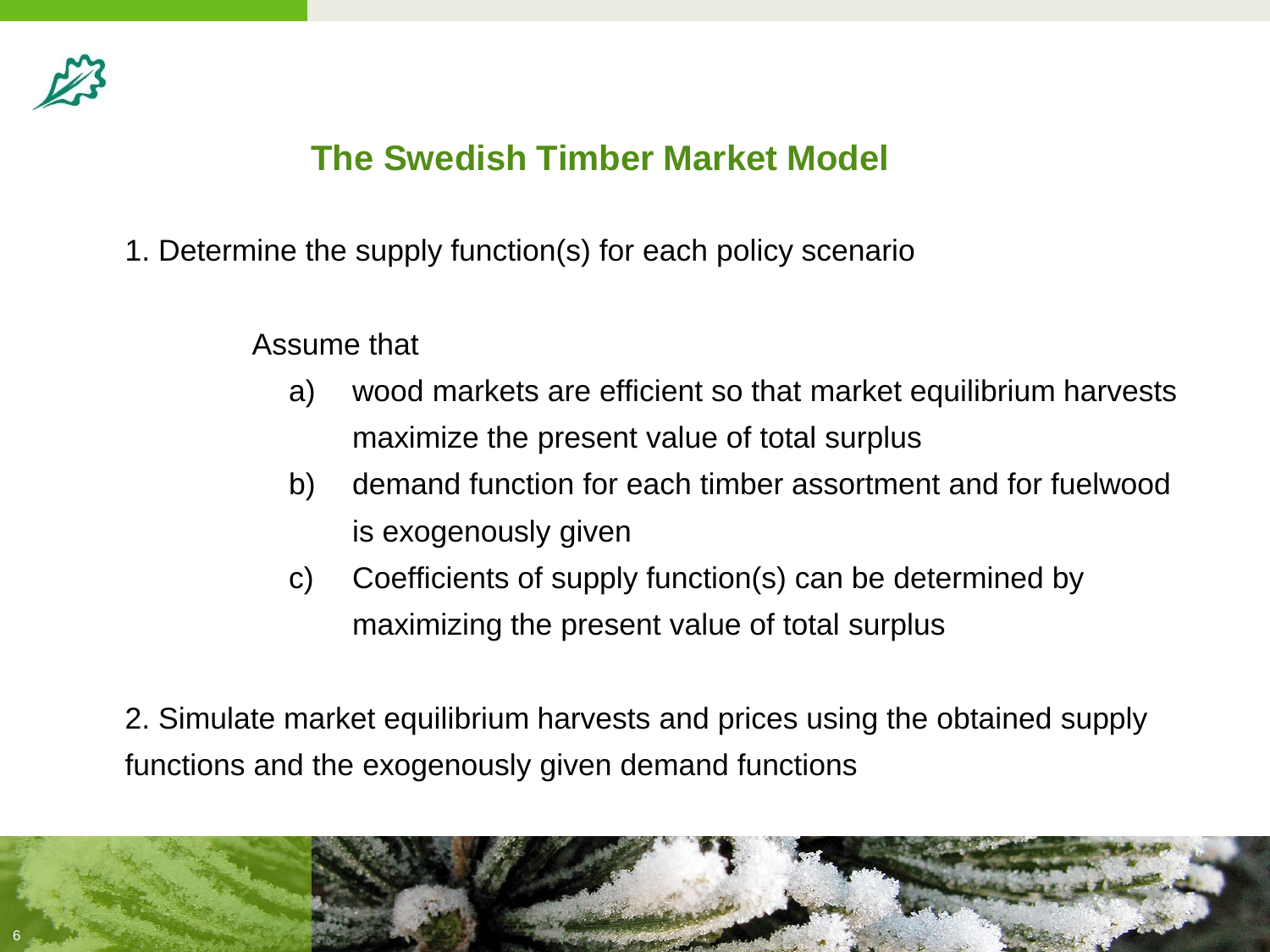# The Swedish Timber Market Model

1. Determine the supply function(s) for each policy scenario

   Assume that

   a) wood markets are efficient so that market equilibrium harvests maximize the present value of total surplus

   b) demand function for each timber assortment and for fuelwood is exogenously given

   c) Coefficients of supply function(s) can be determined by maximizing the present value of total surplus

2. Simulate market equilibrium harvests and prices using the obtained supply functions and the exogenously given demand functions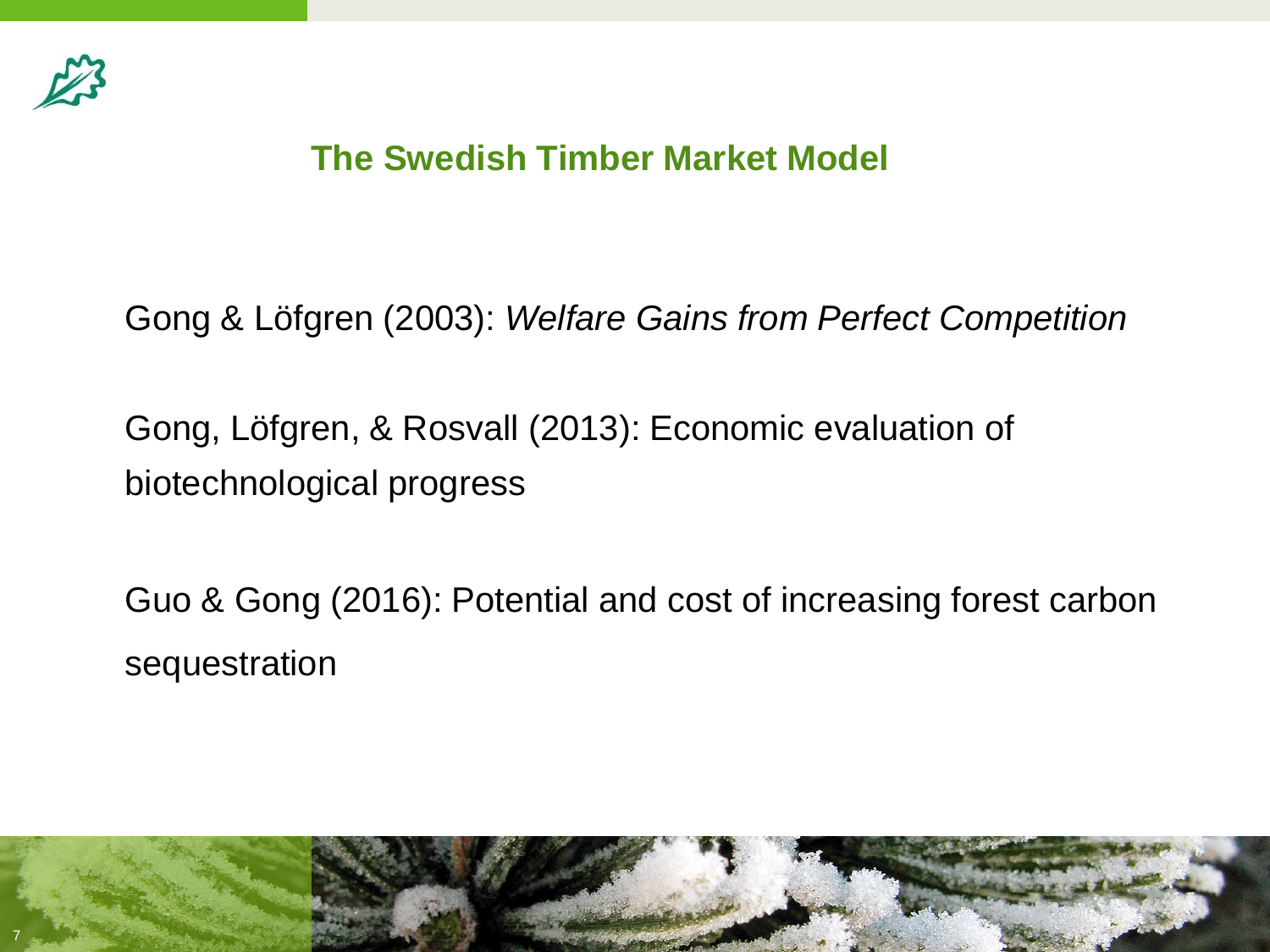## The Swedish Timber Market Model

Gong & Löfgren (2003): *Welfare Gains from Perfect Competition*

Gong, Löfgren, & Rosvall (2013): Economic evaluation of biotechnological progress

Guo & Gong (2016): Potential and cost of increasing forest carbon sequestration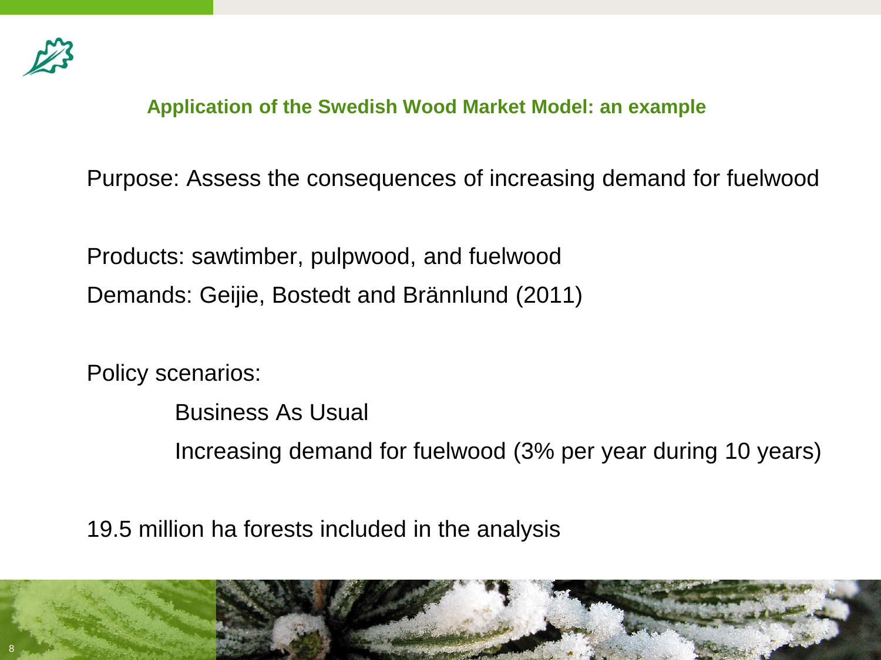## Application of the Swedish Wood Market Model: an example

Purpose: Assess the consequences of increasing demand for fuelwood

Products: sawtimber, pulpwood, and fuelwood

Demands: Geijie, Bostedt and Brännlund (2011)

Policy scenarios:

- Business As Usual
- Increasing demand for fuelwood (3% per year during 10 years)

19.5 million ha forests included in the analysis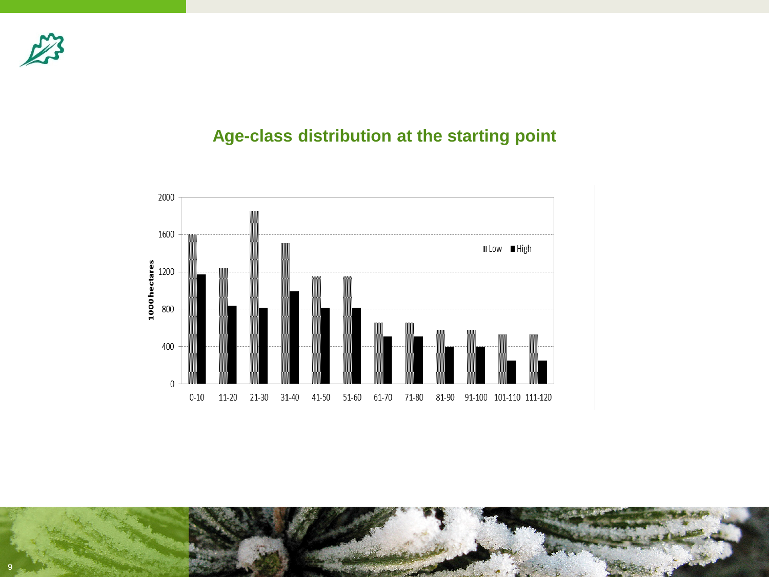## Age-class distribution at the starting point

| Age class | Low (1000 hectares) | High (1000 hectares) |
|---|---|---|
| 0-10 | 1600 | 1170 |
| 11-20 | 1240 | 830 |
| 21-30 | 1850 | 810 |
| 31-40 | 1510 | 990 |
| 41-50 | 1150 | 810 |
| 51-60 | 1150 | 810 |
| 61-70 | 650 | 500 |
| 71-80 | 650 | 500 |
| 81-90 | 580 | 400 |
| 91-100 | 580 | 400 |
| 101-110 | 530 | 250 |
| 111-120 | 530 | 250 |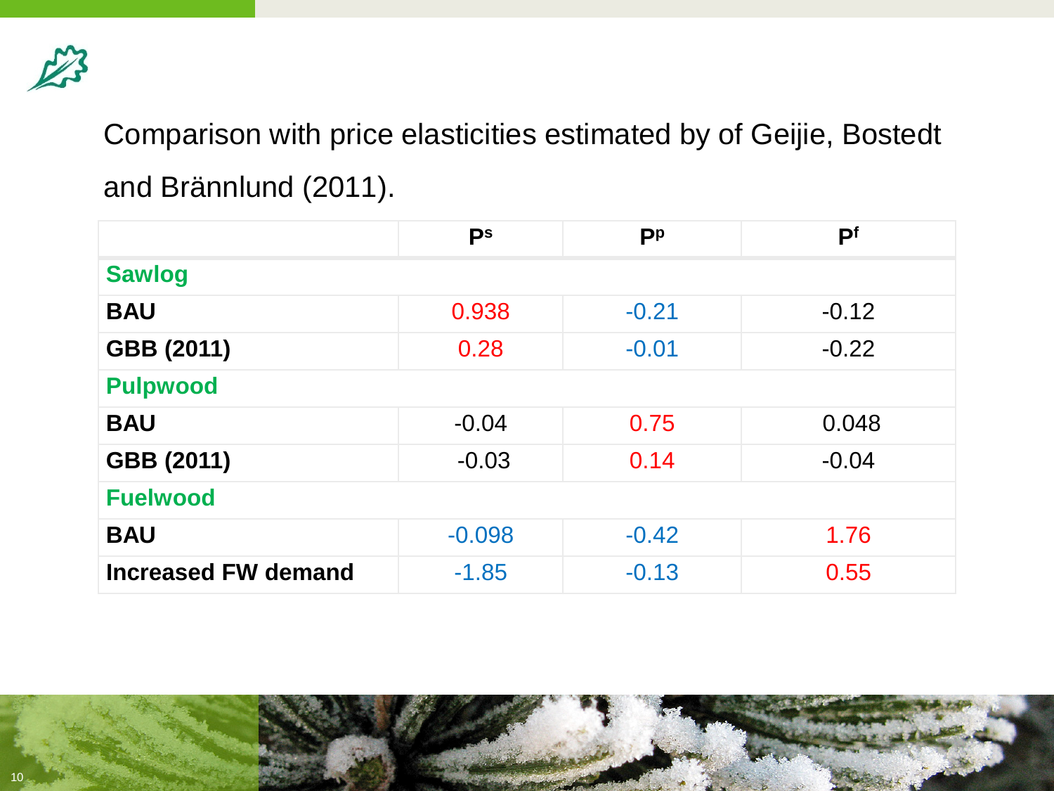Comparison with price elasticities estimated by of Geijie, Bostedt and Brännlund (2011).

| | $P^s$ | $P^p$ | $P^f$ |
|---|---|---|---|
| **Sawlog** | | | |
| **BAU** | 0.938 | -0.21 | -0.12 |
| **GBB (2011)** | 0.28 | -0.01 | -0.22 |
| **Pulpwood** | | | |
| **BAU** | -0.04 | 0.75 | 0.048 |
| **GBB (2011)** | -0.03 | 0.14 | -0.04 |
| **Fuelwood** | | | |
| **BAU** | -0.098 | -0.42 | 1.76 |
| **Increased FW demand** | -1.85 | -0.13 | 0.55 |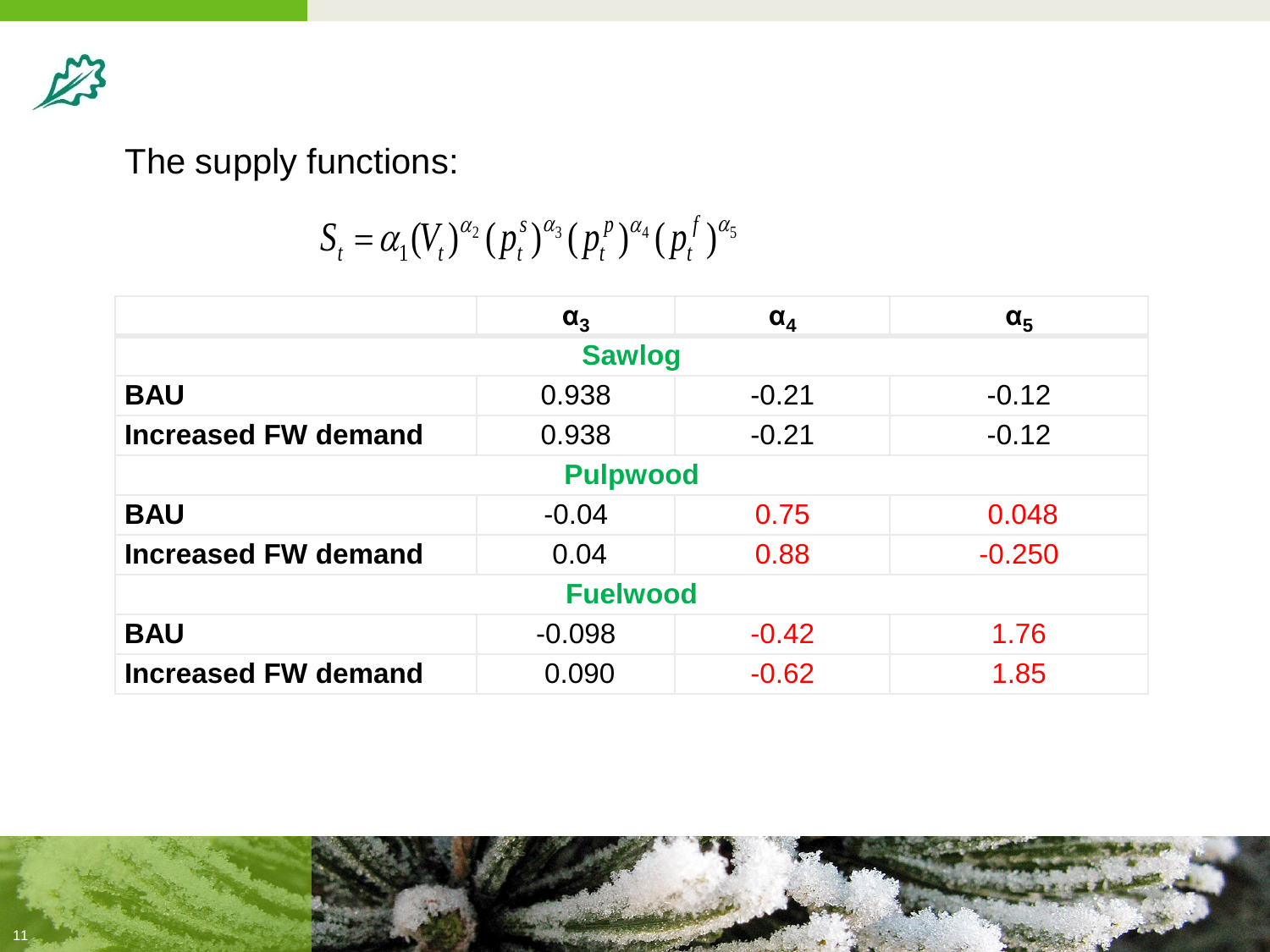The supply functions:

$$S_t = \alpha_1 (V_t)^{\alpha_2} (p_t^s)^{\alpha_3} (p_t^p)^{\alpha_4} (p_t^f)^{\alpha_5}$$

| | $\alpha_3$ | $\alpha_4$ | $\alpha_5$ |
|---|---|---|---|
| **Sawlog** | | | |
| **BAU** | 0.938 | -0.21 | -0.12 |
| **Increased FW demand** | 0.938 | -0.21 | -0.12 |
| **Pulpwood** | | | |
| **BAU** | -0.04 | 0.75 | 0.048 |
| **Increased FW demand** | 0.04 | 0.88 | -0.250 |
| **Fuelwood** | | | |
| **BAU** | -0.098 | -0.42 | 1.76 |
| **Increased FW demand** | 0.090 | -0.62 | 1.85 |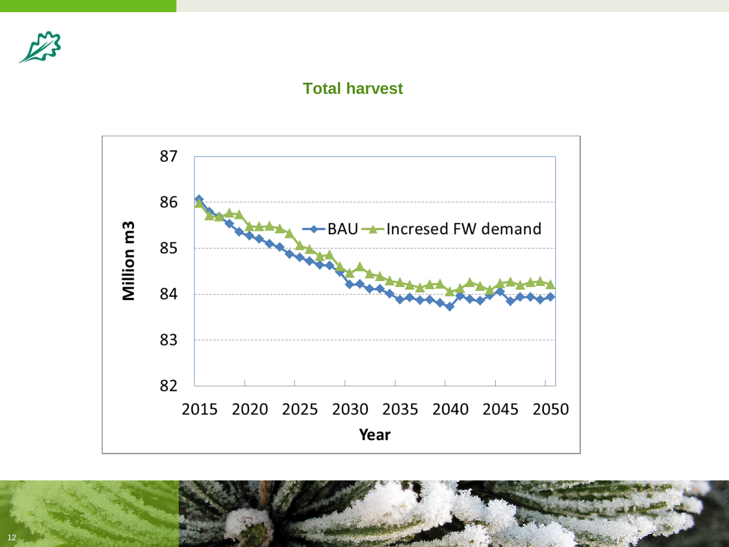## Total harvest

Million m3

87

86

85

84

83

82

BAU — Incresed FW demand

2015 2020 2025 2030 2035 2040 2045 2050

Year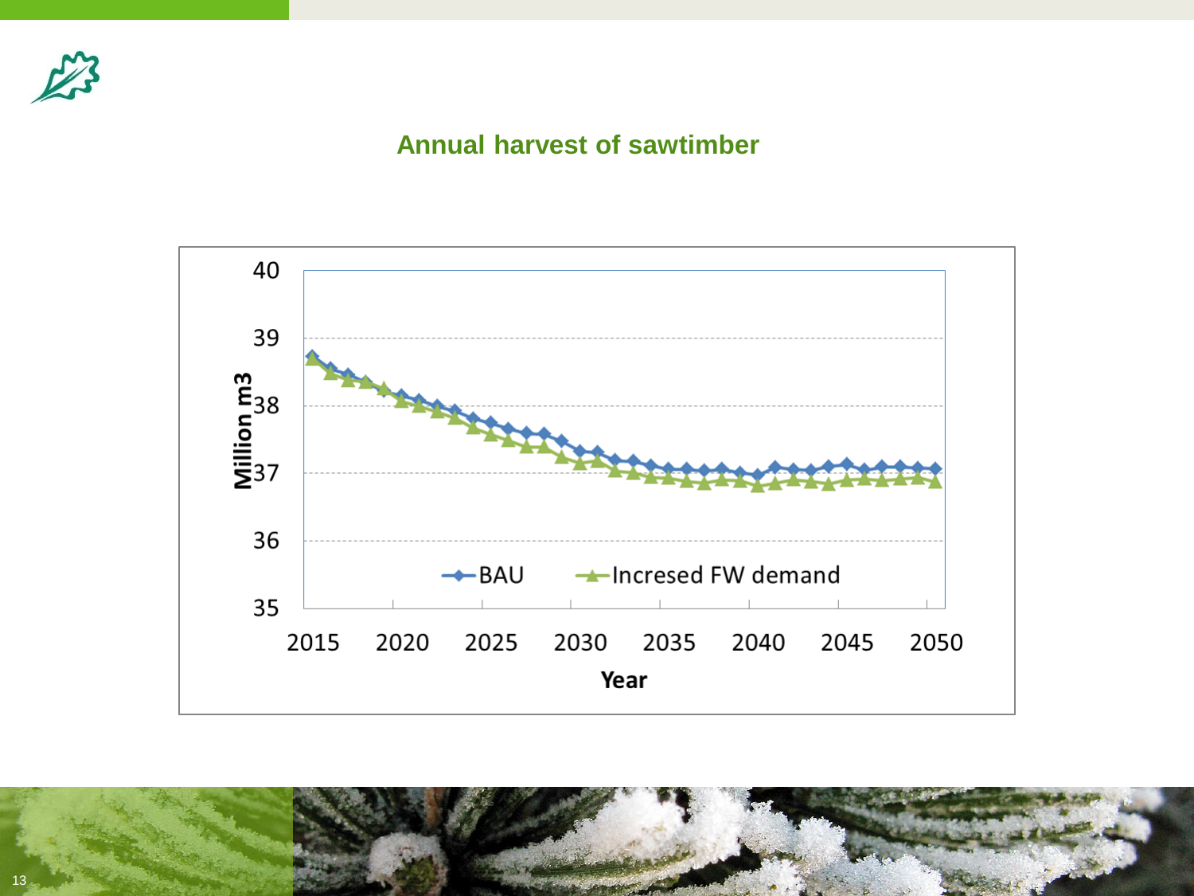## Annual harvest of sawtimber

Million m3

40

39

38

37

36

35

2015 2020 2025 2030 2035 2040 2045 2050

Year

BAU — Incresed FW demand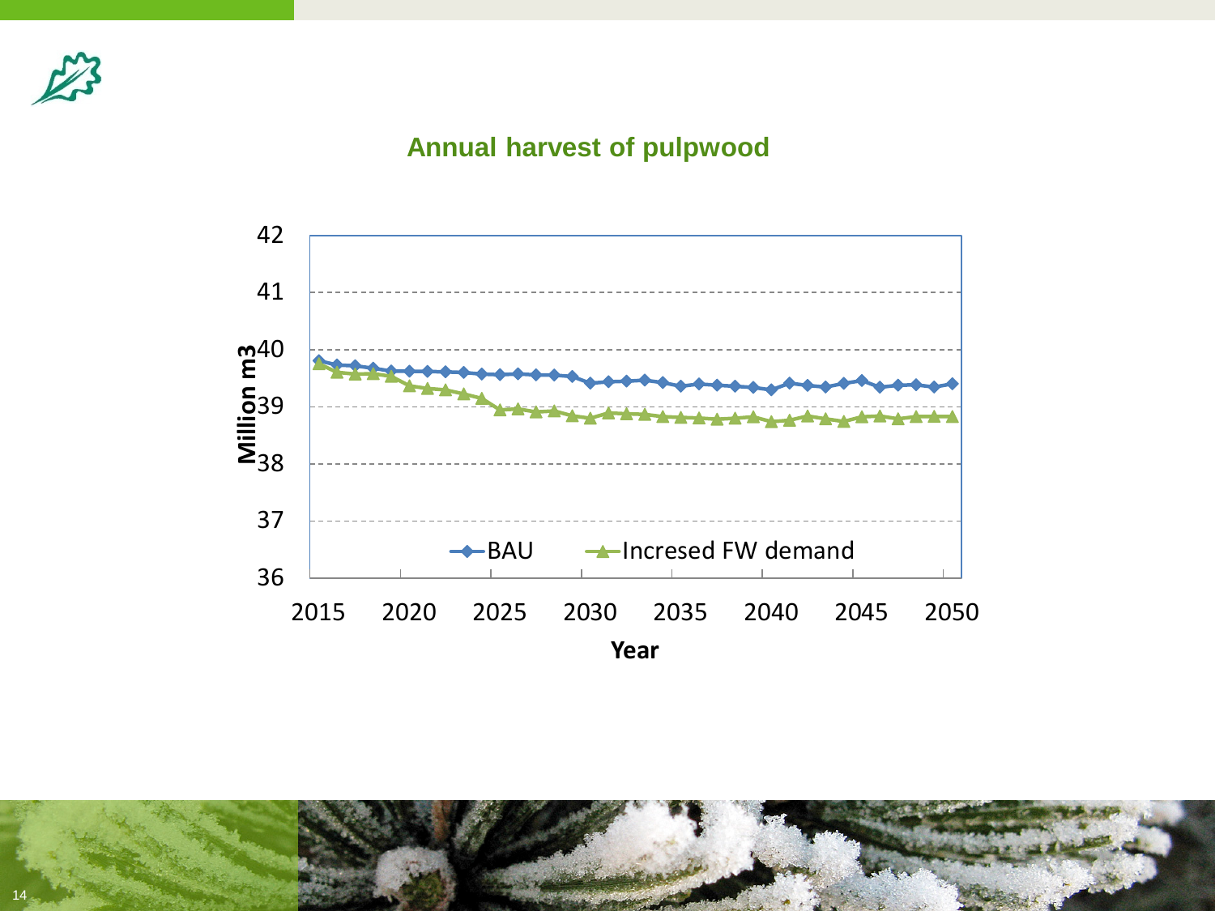## Annual harvest of pulpwood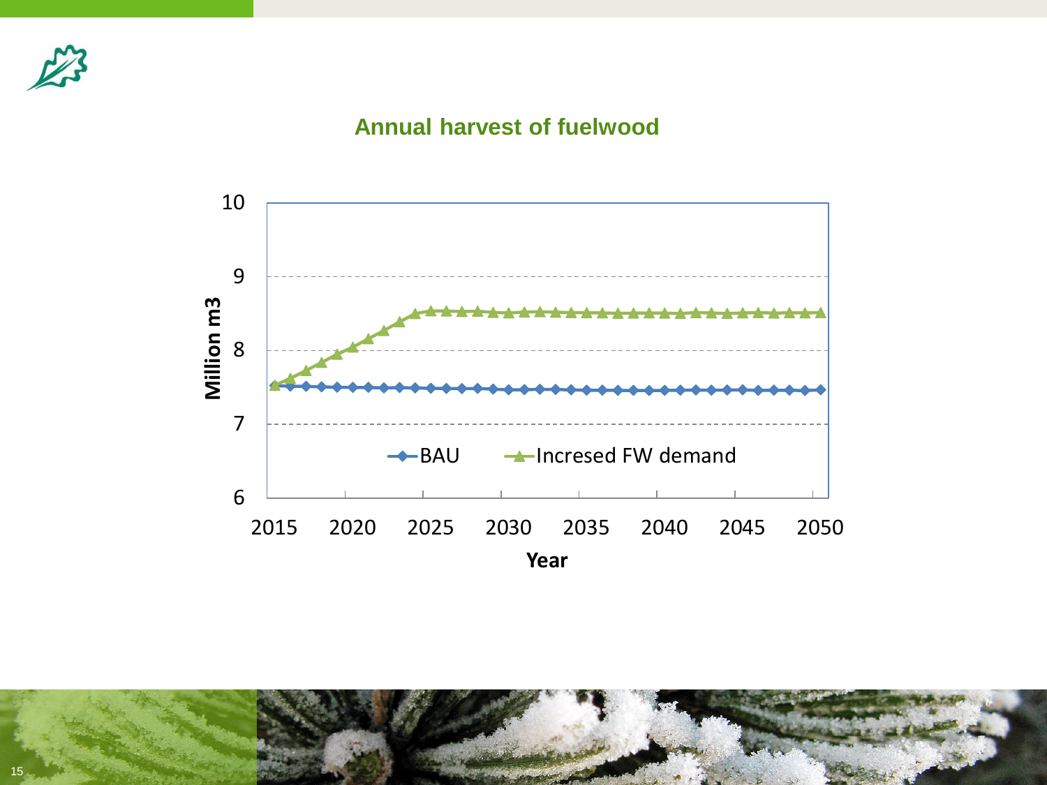## Annual harvest of fuelwood

Million m3

10
9
8
7
6

2015 2020 2025 2030 2035 2040 2045 2050

Year

BAU — Incresed FW demand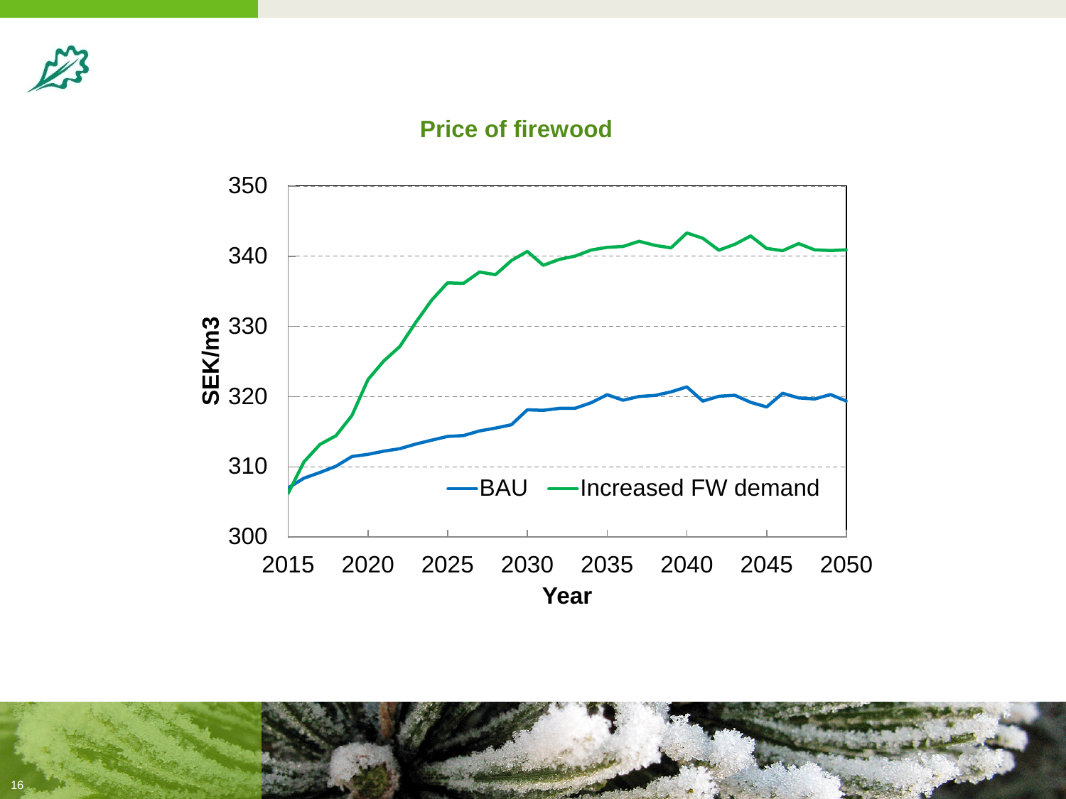## Price of firewood

SEK/m3

350
340
330
320
310
300

2015 2020 2025 2030 2035 2040 2045 2050

Year

BAU
Increased FW demand